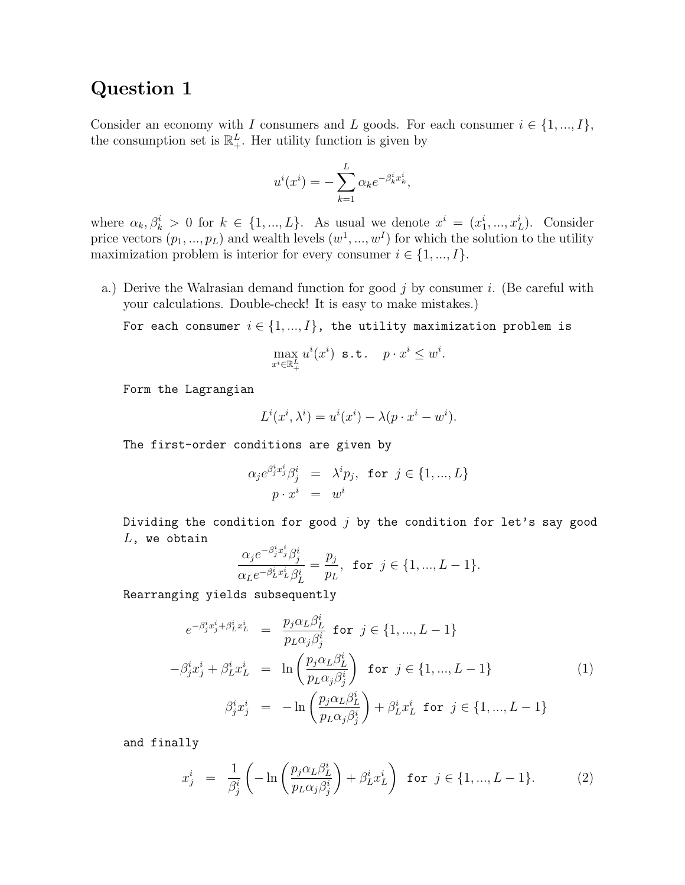# Question 1

Consider an economy with $I$ consumers and $L$ goods. For each consumer $i \in \{1, ..., I\}$, the consumption set is $\mathbb{R}^L_+$. Her utility function is given by

$$u^i(x^i) = -\sum_{k=1}^{L} \alpha_k e^{-\beta^i_k x^i_k},$$

where $\alpha_k, \beta^i_k > 0$ for $k \in \{1, ..., L\}$. As usual we denote $x^i = (x^i_1, ..., x^i_L)$. Consider price vectors $(p_1, ..., p_L)$ and wealth levels $(w^1, ..., w^I)$ for which the solution to the utility maximization problem is interior for every consumer $i \in \{1, ..., I\}$.

a.) Derive the Walrasian demand function for good $j$ by consumer $i$. (Be careful with your calculations. Double-check! It is easy to make mistakes.)

For each consumer $i \in \{1, ..., I\}$, the utility maximization problem is

$$\max_{x^i \in \mathbb{R}^L_+} u^i(x^i) \text{ s.t. } \quad p \cdot x^i \leq w^i.$$

Form the Lagrangian

$$L^i(x^i, \lambda^i) = u^i(x^i) - \lambda(p \cdot x^i - w^i).$$

The first-order conditions are given by

$$\begin{aligned} \alpha_j e^{\beta^i_j x^i_j} \beta^i_j &= \lambda^i p_j, \text{ for } j \in \{1, ..., L\} \\ p \cdot x^i &= w^i \end{aligned}$$

Dividing the condition for good $j$ by the condition for let's say good $L$, we obtain

$$\frac{\alpha_j e^{-\beta^i_j x^i_j} \beta^i_j}{\alpha_L e^{-\beta^i_L x^i_L} \beta^i_L} = \frac{p_j}{p_L}, \text{ for } j \in \{1, ..., L-1\}.$$

Rearranging yields subsequently

$$\begin{aligned} e^{-\beta^i_j x^i_j + \beta^i_L x^i_L} &= \frac{p_j \alpha_L \beta^i_L}{p_L \alpha_j \beta^i_j} \text{ for } j \in \{1, ..., L-1\} \\ -\beta^i_j x^i_j + \beta^i_L x^i_L &= \ln\left(\frac{p_j \alpha_L \beta^i_L}{p_L \alpha_j \beta^i_j}\right) \text{ for } j \in \{1, ..., L-1\} \qquad (1) \\ \beta^i_j x^i_j &= -\ln\left(\frac{p_j \alpha_L \beta^i_L}{p_L \alpha_j \beta^i_j}\right) + \beta^i_L x^i_L \text{ for } j \in \{1, ..., L-1\} \end{aligned}$$

and finally

$$x^i_j = \frac{1}{\beta^i_j}\left(-\ln\left(\frac{p_j \alpha_L \beta^i_L}{p_L \alpha_j \beta^i_j}\right) + \beta^i_L x^i_L\right) \text{ for } j \in \{1, ..., L-1\}. \qquad (2)$$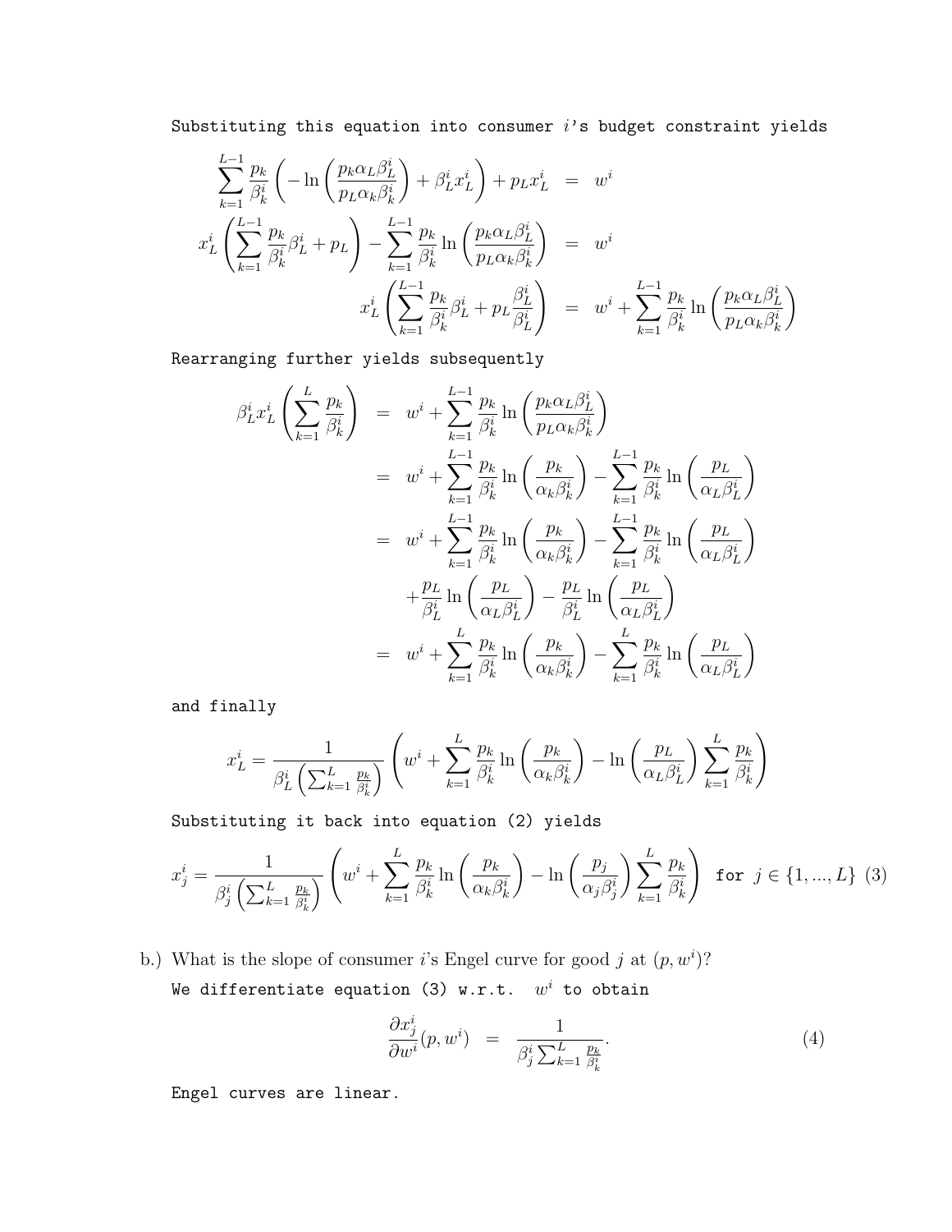Substituting this equation into consumer $i$'s budget constraint yields

$$
\begin{aligned}
\sum_{k=1}^{L-1} \frac{p_k}{\beta_k^i} \left( -\ln\left( \frac{p_k \alpha_L \beta_L^i}{p_L \alpha_k \beta_k^i} \right) + \beta_L^i x_L^i \right) + p_L x_L^i &= w^i \\
x_L^i \left( \sum_{k=1}^{L-1} \frac{p_k}{\beta_k^i} \beta_L^i + p_L \right) - \sum_{k=1}^{L-1} \frac{p_k}{\beta_k^i} \ln\left( \frac{p_k \alpha_L \beta_L^i}{p_L \alpha_k \beta_k^i} \right) &= w^i \\
x_L^i \left( \sum_{k=1}^{L-1} \frac{p_k}{\beta_k^i} \beta_L^i + p_L \frac{\beta_L^i}{\beta_L^i} \right) &= w^i + \sum_{k=1}^{L-1} \frac{p_k}{\beta_k^i} \ln\left( \frac{p_k \alpha_L \beta_L^i}{p_L \alpha_k \beta_k^i} \right)
\end{aligned}
$$

Rearranging further yields subsequently

$$
\begin{aligned}
\beta_L^i x_L^i \left( \sum_{k=1}^{L} \frac{p_k}{\beta_k^i} \right) &= w^i + \sum_{k=1}^{L-1} \frac{p_k}{\beta_k^i} \ln\left( \frac{p_k \alpha_L \beta_L^i}{p_L \alpha_k \beta_k^i} \right) \\
&= w^i + \sum_{k=1}^{L-1} \frac{p_k}{\beta_k^i} \ln\left( \frac{p_k}{\alpha_k \beta_k^i} \right) - \sum_{k=1}^{L-1} \frac{p_k}{\beta_k^i} \ln\left( \frac{p_L}{\alpha_L \beta_L^i} \right) \\
&= w^i + \sum_{k=1}^{L-1} \frac{p_k}{\beta_k^i} \ln\left( \frac{p_k}{\alpha_k \beta_k^i} \right) - \sum_{k=1}^{L-1} \frac{p_k}{\beta_k^i} \ln\left( \frac{p_L}{\alpha_L \beta_L^i} \right) \\
&\quad + \frac{p_L}{\beta_L^i} \ln\left( \frac{p_L}{\alpha_L \beta_L^i} \right) - \frac{p_L}{\beta_L^i} \ln\left( \frac{p_L}{\alpha_L \beta_L^i} \right) \\
&= w^i + \sum_{k=1}^{L} \frac{p_k}{\beta_k^i} \ln\left( \frac{p_k}{\alpha_k \beta_k^i} \right) - \sum_{k=1}^{L} \frac{p_k}{\beta_k^i} \ln\left( \frac{p_L}{\alpha_L \beta_L^i} \right)
\end{aligned}
$$

and finally

$$
x_L^i = \frac{1}{\beta_L^i \left( \sum_{k=1}^{L} \frac{p_k}{\beta_k^i} \right)} \left( w^i + \sum_{k=1}^{L} \frac{p_k}{\beta_k^i} \ln\left( \frac{p_k}{\alpha_k \beta_k^i} \right) - \ln\left( \frac{p_L}{\alpha_L \beta_L^i} \right) \sum_{k=1}^{L} \frac{p_k}{\beta_k^i} \right)
$$

Substituting it back into equation (2) yields

$$
x_j^i = \frac{1}{\beta_j^i \left( \sum_{k=1}^{L} \frac{p_k}{\beta_k^i} \right)} \left( w^i + \sum_{k=1}^{L} \frac{p_k}{\beta_k^i} \ln\left( \frac{p_k}{\alpha_k \beta_k^i} \right) - \ln\left( \frac{p_j}{\alpha_j \beta_j^i} \right) \sum_{k=1}^{L} \frac{p_k}{\beta_k^i} \right) \quad \text{for } j \in \{1, ..., L\} \tag{3}
$$

b.) What is the slope of consumer $i$'s Engel curve for good $j$ at $(p, w^i)$?

We differentiate equation (3) w.r.t. $w^i$ to obtain

$$
\frac{\partial x_j^i}{\partial w^i}(p, w^i) = \frac{1}{\beta_j^i \sum_{k=1}^{L} \frac{p_k}{\beta_k^i}}. \tag{4}
$$

Engel curves are linear.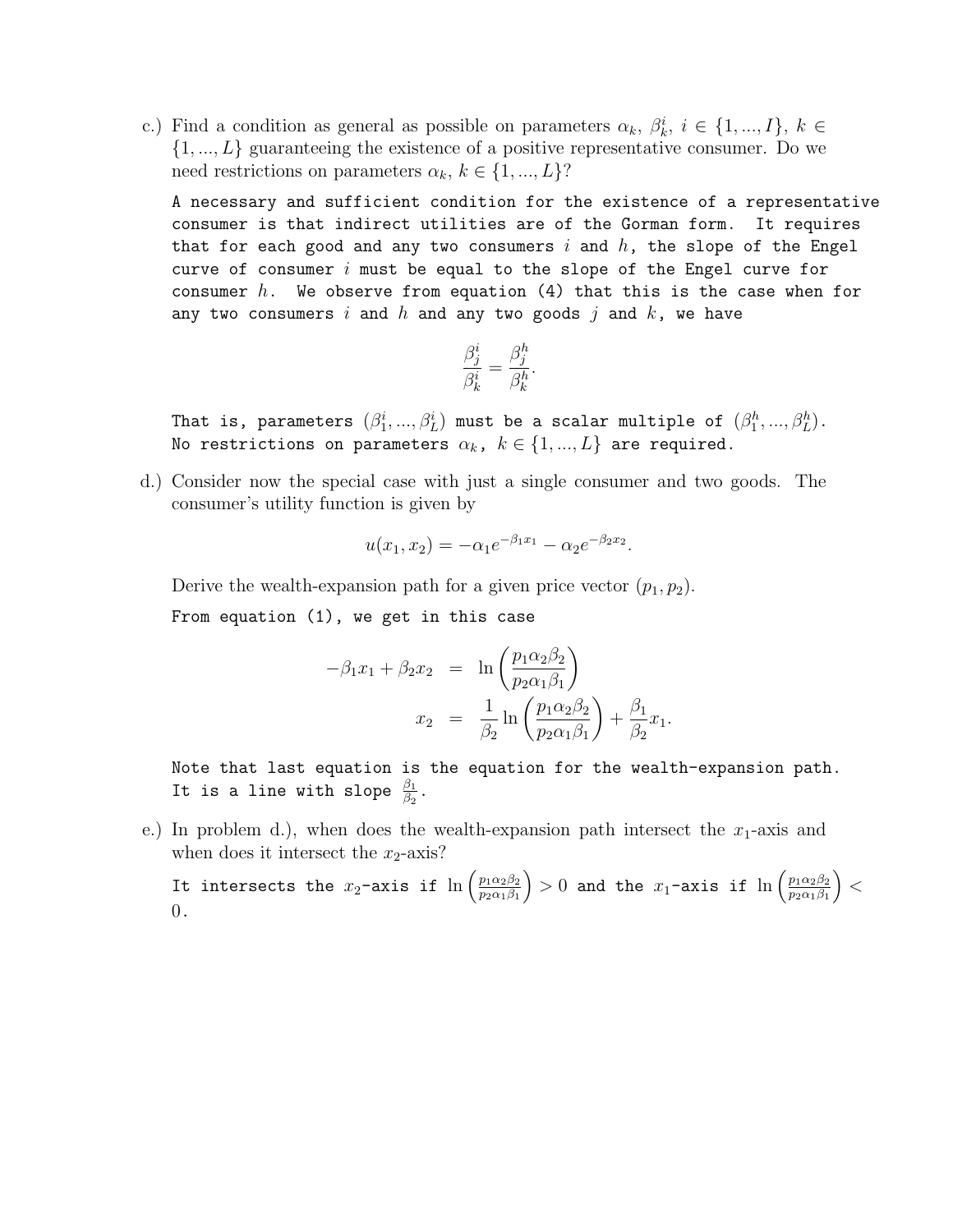c.) Find a condition as general as possible on parameters $\alpha_k$, $\beta^i_k$, $i \in \{1, ..., I\}$, $k \in \{1, ..., L\}$ guaranteeing the existence of a positive representative consumer. Do we need restrictions on parameters $\alpha_k$, $k \in \{1, ..., L\}$?

A necessary and sufficient condition for the existence of a representative consumer is that indirect utilities are of the Gorman form. It requires that for each good and any two consumers $i$ and $h$, the slope of the Engel curve of consumer $i$ must be equal to the slope of the Engel curve for consumer $h$. We observe from equation (4) that this is the case when for any two consumers $i$ and $h$ and any two goods $j$ and $k$, we have

$$\frac{\beta^i_j}{\beta^i_k} = \frac{\beta^h_j}{\beta^h_k}.$$

That is, parameters $(\beta^i_1, ..., \beta^i_L)$ must be a scalar multiple of $(\beta^h_1, ..., \beta^h_L)$. No restrictions on parameters $\alpha_k$, $k \in \{1, ..., L\}$ are required.

d.) Consider now the special case with just a single consumer and two goods. The consumer's utility function is given by

$$u(x_1, x_2) = -\alpha_1 e^{-\beta_1 x_1} - \alpha_2 e^{-\beta_2 x_2}.$$

Derive the wealth-expansion path for a given price vector $(p_1, p_2)$.

From equation (1), we get in this case

$$\begin{aligned} -\beta_1 x_1 + \beta_2 x_2 &= \ln\left(\frac{p_1 \alpha_2 \beta_2}{p_2 \alpha_1 \beta_1}\right) \\ x_2 &= \frac{1}{\beta_2} \ln\left(\frac{p_1 \alpha_2 \beta_2}{p_2 \alpha_1 \beta_1}\right) + \frac{\beta_1}{\beta_2} x_1. \end{aligned}$$

Note that last equation is the equation for the wealth-expansion path. It is a line with slope $\frac{\beta_1}{\beta_2}$.

e.) In problem d.), when does the wealth-expansion path intersect the $x_1$-axis and when does it intersect the $x_2$-axis?

It intersects the $x_2$-axis if $\ln\left(\frac{p_1 \alpha_2 \beta_2}{p_2 \alpha_1 \beta_1}\right) > 0$ and the $x_1$-axis if $\ln\left(\frac{p_1 \alpha_2 \beta_2}{p_2 \alpha_1 \beta_1}\right) < 0$.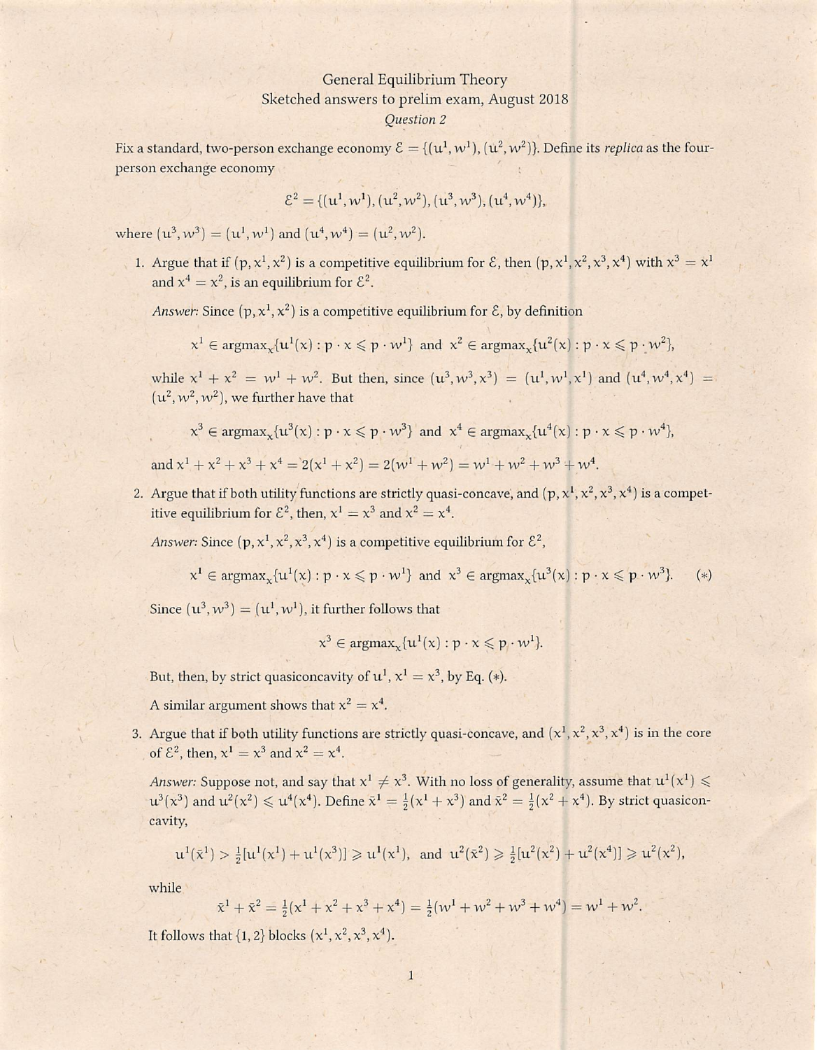General Equilibrium Theory

Sketched answers to prelim exam, August 2018

*Question 2*

Fix a standard, two-person exchange economy $\mathcal{E} = \{(u^1, w^1), (u^2, w^2)\}$. Define its *replica* as the four-person exchange economy

$$\mathcal{E}^2 = \{(u^1, w^1), (u^2, w^2), (u^3, w^3), (u^4, w^4)\},$$

where $(u^3, w^3) = (u^1, w^1)$ and $(u^4, w^4) = (u^2, w^2)$.

1. Argue that if $(p, x^1, x^2)$ is a competitive equilibrium for $\mathcal{E}$, then $(p, x^1, x^2, x^3, x^4)$ with $x^3 = x^1$ and $x^4 = x^2$, is an equilibrium for $\mathcal{E}^2$.

   *Answer:* Since $(p, x^1, x^2)$ is a competitive equilibrium for $\mathcal{E}$, by definition

   $$x^1 \in \text{argmax}_x\{u^1(x) : p \cdot x \leqslant p \cdot w^1\} \text{ and } x^2 \in \text{argmax}_x\{u^2(x) : p \cdot x \leqslant p \cdot w^2\},$$

   while $x^1 + x^2 = w^1 + w^2$. But then, since $(u^3, w^3, x^3) = (u^1, w^1, x^1)$ and $(u^4, w^4, x^4) = (u^2, w^2, w^2)$, we further have that

   $$x^3 \in \text{argmax}_x\{u^3(x) : p \cdot x \leqslant p \cdot w^3\} \text{ and } x^4 \in \text{argmax}_x\{u^4(x) : p \cdot x \leqslant p \cdot w^4\},$$

   and $x^1 + x^2 + x^3 + x^4 = 2(x^1 + x^2) = 2(w^1 + w^2) = w^1 + w^2 + w^3 + w^4$.

2. Argue that if both utility functions are strictly quasi-concave, and $(p, x^1, x^2, x^3, x^4)$ is a competitive equilibrium for $\mathcal{E}^2$, then, $x^1 = x^3$ and $x^2 = x^4$.

   *Answer:* Since $(p, x^1, x^2, x^3, x^4)$ is a competitive equilibrium for $\mathcal{E}^2$,

   $$x^1 \in \text{argmax}_x\{u^1(x) : p \cdot x \leqslant p \cdot w^1\} \text{ and } x^3 \in \text{argmax}_x\{u^3(x) : p \cdot x \leqslant p \cdot w^3\}. \qquad (*)$$

   Since $(u^3, w^3) = (u^1, w^1)$, it further follows that

   $$x^3 \in \text{argmax}_x\{u^1(x) : p \cdot x \leqslant p \cdot w^1\}.$$

   But, then, by strict quasiconcavity of $u^1$, $x^1 = x^3$, by Eq. $(*)$.

   A similar argument shows that $x^2 = x^4$.

3. Argue that if both utility functions are strictly quasi-concave, and $(x^1, x^2, x^3, x^4)$ is in the core of $\mathcal{E}^2$, then, $x^1 = x^3$ and $x^2 = x^4$.

   *Answer:* Suppose not, and say that $x^1 \neq x^3$. With no loss of generality, assume that $u^1(x^1) \leqslant u^3(x^3)$ and $u^2(x^2) \leqslant u^4(x^4)$. Define $\bar{x}^1 = \frac{1}{2}(x^1 + x^3)$ and $\bar{x}^2 = \frac{1}{2}(x^2 + x^4)$. By strict quasiconcavity,

   $$u^1(\bar{x}^1) > \tfrac{1}{2}[u^1(x^1) + u^1(x^3)] \geqslant u^1(x^1), \text{ and } u^2(\bar{x}^2) \geqslant \tfrac{1}{2}[u^2(x^2) + u^2(x^4)] \geqslant u^2(x^2),$$

   while

   $$\bar{x}^1 + \bar{x}^2 = \tfrac{1}{2}(x^1 + x^2 + x^3 + x^4) = \tfrac{1}{2}(w^1 + w^2 + w^3 + w^4) = w^1 + w^2.$$

   It follows that $\{1, 2\}$ blocks $(x^1, x^2, x^3, x^4)$.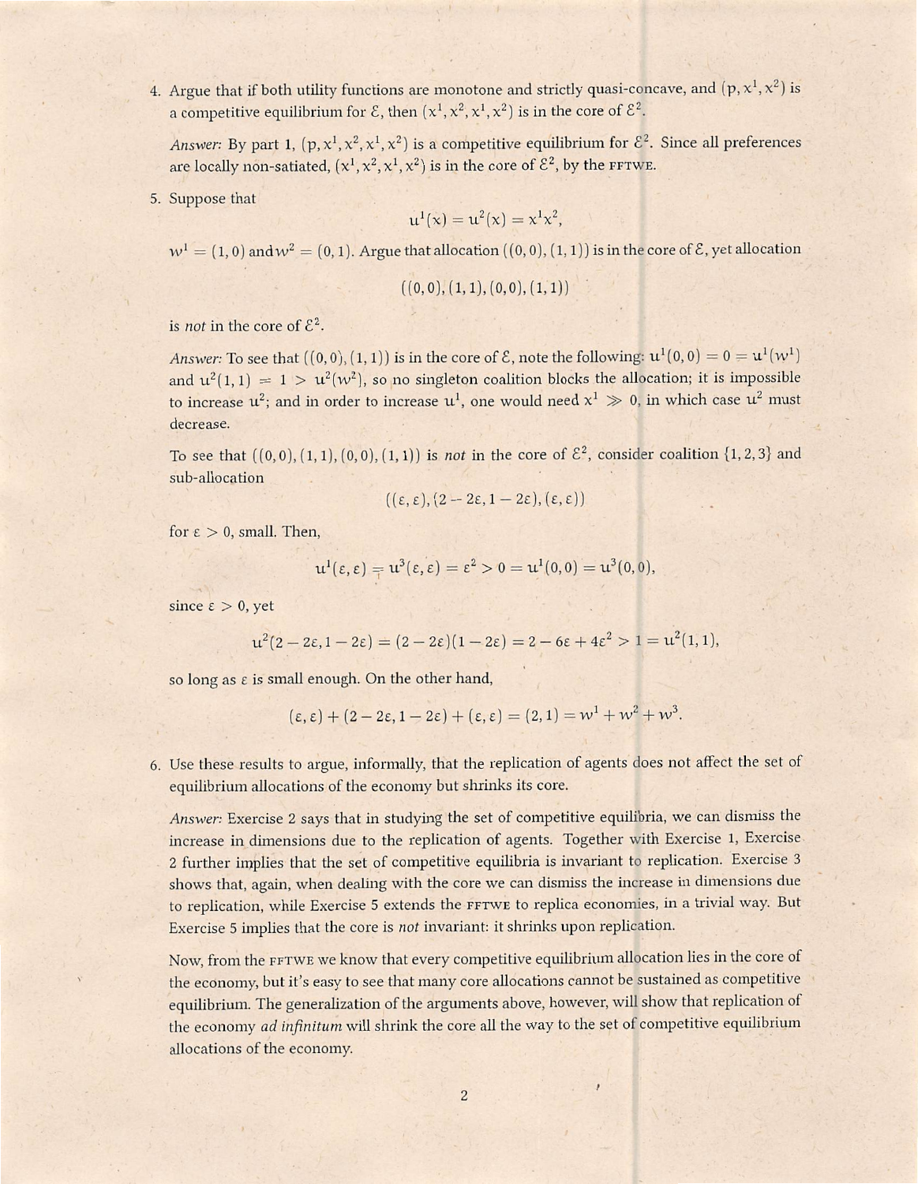4. Argue that if both utility functions are monotone and strictly quasi-concave, and $(p, x^1, x^2)$ is a competitive equilibrium for $\mathcal{E}$, then $(x^1, x^2, x^1, x^2)$ is in the core of $\mathcal{E}^2$.

   *Answer:* By part 1, $(p, x^1, x^2, x^1, x^2)$ is a competitive equilibrium for $\mathcal{E}^2$. Since all preferences are locally non-satiated, $(x^1, x^2, x^1, x^2)$ is in the core of $\mathcal{E}^2$, by the FFTWE.

5. Suppose that

$$u^1(x) = u^2(x) = x^1 x^2,$$

   $w^1 = (1,0)$ and $w^2 = (0,1)$. Argue that allocation $((0,0),(1,1))$ is in the core of $\mathcal{E}$, yet allocation

$$((0,0),(1,1),(0,0),(1,1))$$

   is *not* in the core of $\mathcal{E}^2$.

   *Answer:* To see that $((0,0),(1,1))$ is in the core of $\mathcal{E}$, note the following: $u^1(0,0) = 0 = u^1(w^1)$ and $u^2(1,1) = 1 > u^2(w^2)$, so no singleton coalition blocks the allocation; it is impossible to increase $u^2$; and in order to increase $u^1$, one would need $x^1 \gg 0$, in which case $u^2$ must decrease.

   To see that $((0,0),(1,1),(0,0),(1,1))$ is *not* in the core of $\mathcal{E}^2$, consider coalition $\{1,2,3\}$ and sub-allocation

$$((\varepsilon,\varepsilon),(2-2\varepsilon, 1-2\varepsilon),(\varepsilon,\varepsilon))$$

   for $\varepsilon > 0$, small. Then,

$$u^1(\varepsilon,\varepsilon) = u^3(\varepsilon,\varepsilon) = \varepsilon^2 > 0 = u^1(0,0) = u^3(0,0),$$

   since $\varepsilon > 0$, yet

$$u^2(2-2\varepsilon, 1-2\varepsilon) = (2-2\varepsilon)(1-2\varepsilon) = 2 - 6\varepsilon + 4\varepsilon^2 > 1 = u^2(1,1),$$

   so long as $\varepsilon$ is small enough. On the other hand,

$$(\varepsilon,\varepsilon) + (2-2\varepsilon, 1-2\varepsilon) + (\varepsilon,\varepsilon) = (2,1) = w^1 + w^2 + w^3.$$

6. Use these results to argue, informally, that the replication of agents does not affect the set of equilibrium allocations of the economy but shrinks its core.

   *Answer:* Exercise 2 says that in studying the set of competitive equilibria, we can dismiss the increase in dimensions due to the replication of agents. Together with Exercise 1, Exercise 2 further implies that the set of competitive equilibria is invariant to replication. Exercise 3 shows that, again, when dealing with the core we can dismiss the increase in dimensions due to replication, while Exercise 5 extends the FFTWE to replica economies, in a trivial way. But Exercise 5 implies that the core is *not* invariant: it shrinks upon replication.

   Now, from the FFTWE we know that every competitive equilibrium allocation lies in the core of the economy, but it's easy to see that many core allocations cannot be sustained as competitive equilibrium. The generalization of the arguments above, however, will show that replication of the economy *ad infinitum* will shrink the core all the way to the set of competitive equilibrium allocations of the economy.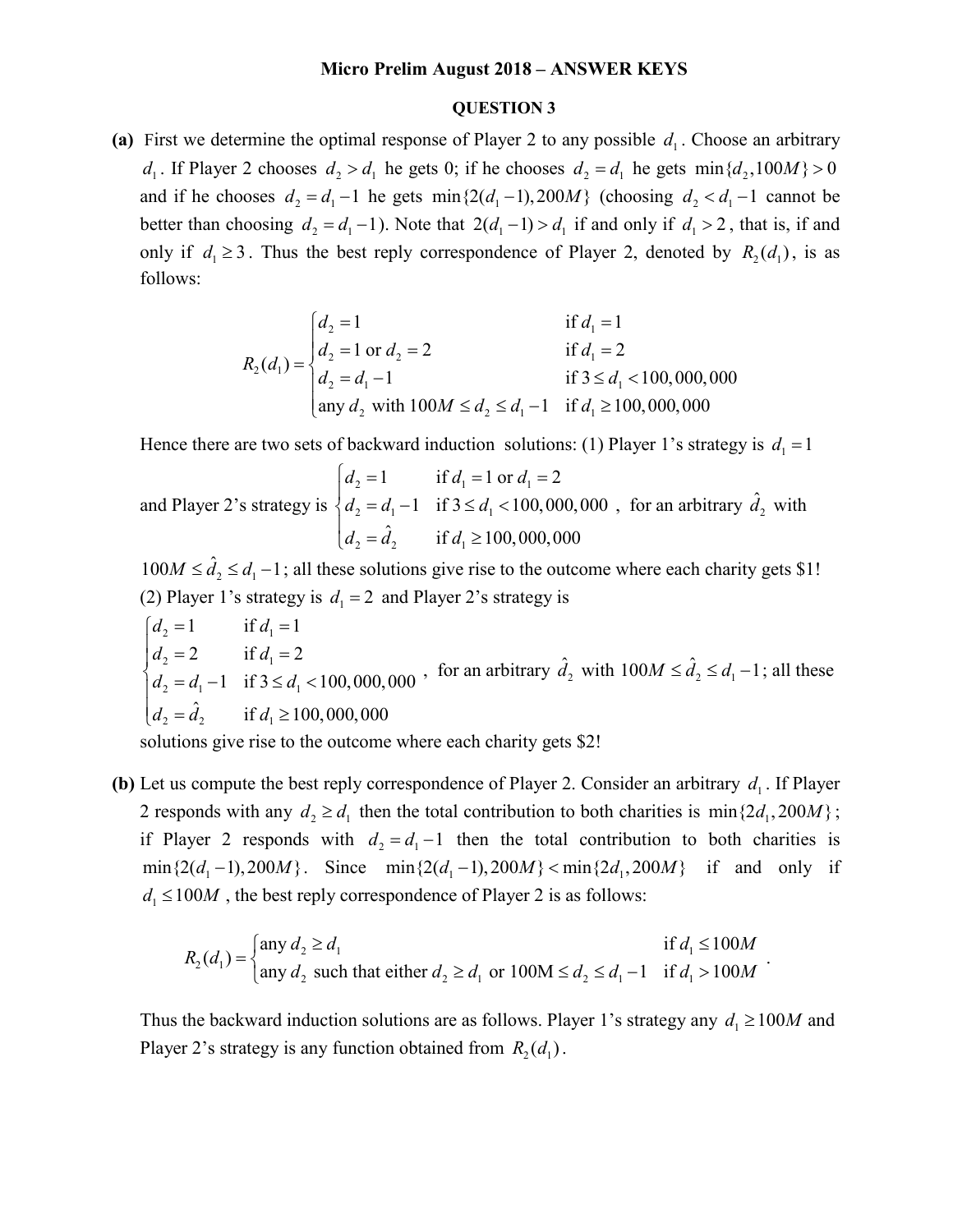**Micro Prelim August 2018 – ANSWER KEYS**

**QUESTION 3**

**(a)** First we determine the optimal response of Player 2 to any possible $d_1$. Choose an arbitrary $d_1$. If Player 2 chooses $d_2 > d_1$ he gets 0; if he chooses $d_2 = d_1$ he gets $\min\{d_2, 100M\} > 0$ and if he chooses $d_2 = d_1 - 1$ he gets $\min\{2(d_1 - 1), 200M\}$ (choosing $d_2 < d_1 - 1$ cannot be better than choosing $d_2 = d_1 - 1$). Note that $2(d_1 - 1) > d_1$ if and only if $d_1 > 2$, that is, if and only if $d_1 \geq 3$. Thus the best reply correspondence of Player 2, denoted by $R_2(d_1)$, is as follows:

$$R_2(d_1) = \begin{cases} d_2 = 1 & \text{if } d_1 = 1 \\ d_2 = 1 \text{ or } d_2 = 2 & \text{if } d_1 = 2 \\ d_2 = d_1 - 1 & \text{if } 3 \leq d_1 < 100{,}000{,}000 \\ \text{any } d_2 \text{ with } 100M \leq d_2 \leq d_1 - 1 & \text{if } d_1 \geq 100{,}000{,}000 \end{cases}$$

Hence there are two sets of backward induction solutions: (1) Player 1's strategy is $d_1 = 1$ and Player 2's strategy is $\begin{cases} d_2 = 1 & \text{if } d_1 = 1 \text{ or } d_1 = 2 \\ d_2 = d_1 - 1 & \text{if } 3 \leq d_1 < 100{,}000{,}000 \\ d_2 = \hat{d}_2 & \text{if } d_1 \geq 100{,}000{,}000 \end{cases}$, for an arbitrary $\hat{d}_2$ with $100M \leq \hat{d}_2 \leq d_1 - 1$; all these solutions give rise to the outcome where each charity gets \$1!
(2) Player 1's strategy is $d_1 = 2$ and Player 2's strategy is

$$\begin{cases} d_2 = 1 & \text{if } d_1 = 1 \\ d_2 = 2 & \text{if } d_1 = 2 \\ d_2 = d_1 - 1 & \text{if } 3 \leq d_1 < 100{,}000{,}000 \\ d_2 = \hat{d}_2 & \text{if } d_1 \geq 100{,}000{,}000 \end{cases}$$

, for an arbitrary $\hat{d}_2$ with $100M \leq \hat{d}_2 \leq d_1 - 1$; all these solutions give rise to the outcome where each charity gets \$2!

**(b)** Let us compute the best reply correspondence of Player 2. Consider an arbitrary $d_1$. If Player 2 responds with any $d_2 \geq d_1$ then the total contribution to both charities is $\min\{2d_1, 200M\}$; if Player 2 responds with $d_2 = d_1 - 1$ then the total contribution to both charities is $\min\{2(d_1 - 1), 200M\}$. Since $\min\{2(d_1 - 1), 200M\} < \min\{2d_1, 200M\}$ if and only if $d_1 \leq 100M$, the best reply correspondence of Player 2 is as follows:

$$R_2(d_1) = \begin{cases} \text{any } d_2 \geq d_1 & \text{if } d_1 \leq 100M \\ \text{any } d_2 \text{ such that either } d_2 \geq d_1 \text{ or } 100\text{M} \leq d_2 \leq d_1 - 1 & \text{if } d_1 > 100M \end{cases}.$$

Thus the backward induction solutions are as follows. Player 1's strategy any $d_1 \geq 100M$ and Player 2's strategy is any function obtained from $R_2(d_1)$.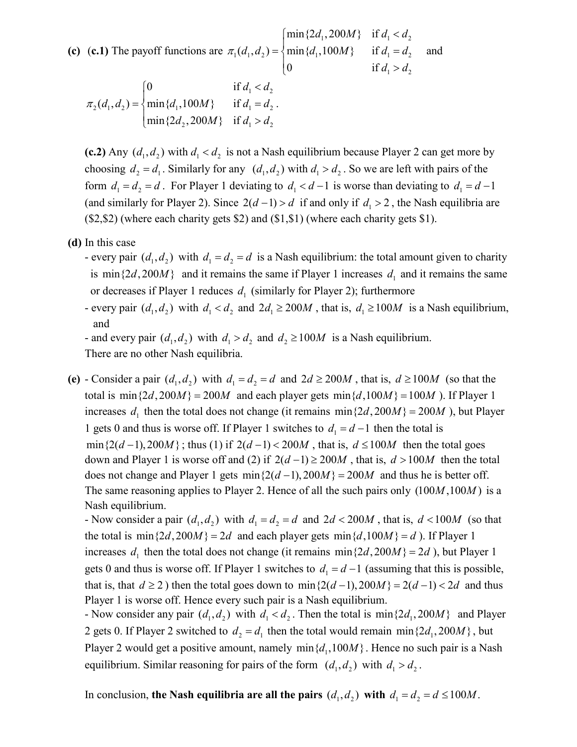**(c)** **(c.1)** The payoff functions are 
$$\pi_1(d_1,d_2)=\begin{cases}\min\{2d_1,200M\} & \text{if } d_1<d_2\\ \min\{d_1,100M\} & \text{if } d_1=d_2\\ 0 & \text{if } d_1>d_2\end{cases}$$ 
and

$$\pi_2(d_1,d_2)=\begin{cases}0 & \text{if } d_1<d_2\\ \min\{d_1,100M\} & \text{if } d_1=d_2\\ \min\{2d_2,200M\} & \text{if } d_1>d_2\end{cases}.$$

**(c.2)** Any $(d_1,d_2)$ with $d_1<d_2$ is not a Nash equilibrium because Player 2 can get more by choosing $d_2=d_1$. Similarly for any $(d_1,d_2)$ with $d_1>d_2$. So we are left with pairs of the form $d_1=d_2=d$. For Player 1 deviating to $d_1<d-1$ is worse than deviating to $d_1=d-1$ (and similarly for Player 2). Since $2(d-1)>d$ if and only if $d_1>2$, the Nash equilibria are (\$2,\$2) (where each charity gets \$2) and (\$1,\$1) (where each charity gets \$1).

**(d)** In this case

- every pair $(d_1,d_2)$ with $d_1=d_2=d$ is a Nash equilibrium: the total amount given to charity is $\min\{2d,200M\}$ and it remains the same if Player 1 increases $d_1$ and it remains the same or decreases if Player 1 reduces $d_1$ (similarly for Player 2); furthermore
- every pair $(d_1,d_2)$ with $d_1<d_2$ and $2d_1\geq 200M$, that is, $d_1\geq 100M$ is a Nash equilibrium, and
- and every pair $(d_1,d_2)$ with $d_1>d_2$ and $d_2\geq 100M$ is a Nash equilibrium.

There are no other Nash equilibria.

**(e)**
- Consider a pair $(d_1,d_2)$ with $d_1=d_2=d$ and $2d\geq 200M$, that is, $d\geq 100M$ (so that the total is $\min\{2d,200M\}=200M$ and each player gets $\min\{d,100M\}=100M$ ). If Player 1 increases $d_1$ then the total does not change (it remains $\min\{2d,200M\}=200M$ ), but Player 1 gets 0 and thus is worse off. If Player 1 switches to $d_1=d-1$ then the total is $\min\{2(d-1),200M\}$; thus (1) if $2(d-1)<200M$, that is, $d\leq 100M$ then the total goes down and Player 1 is worse off and (2) if $2(d-1)\geq 200M$, that is, $d>100M$ then the total does not change and Player 1 gets $\min\{2(d-1),200M\}=200M$ and thus he is better off. The same reasoning applies to Player 2. Hence of all the such pairs only $(100M,100M)$ is a Nash equilibrium.
- Now consider a pair $(d_1,d_2)$ with $d_1=d_2=d$ and $2d<200M$, that is, $d<100M$ (so that the total is $\min\{2d,200M\}=2d$ and each player gets $\min\{d,100M\}=d$ ). If Player 1 increases $d_1$ then the total does not change (it remains $\min\{2d,200M\}=2d$ ), but Player 1 gets 0 and thus is worse off. If Player 1 switches to $d_1=d-1$ (assuming that this is possible, that is, that $d\geq 2$ ) then the total goes down to $\min\{2(d-1),200M\}=2(d-1)<2d$ and thus Player 1 is worse off. Hence every such pair is a Nash equilibrium.
- Now consider any pair $(d_1,d_2)$ with $d_1<d_2$. Then the total is $\min\{2d_1,200M\}$ and Player 2 gets 0. If Player 2 switched to $d_2=d_1$ then the total would remain $\min\{2d_1,200M\}$, but Player 2 would get a positive amount, namely $\min\{d_1,100M\}$. Hence no such pair is a Nash equilibrium. Similar reasoning for pairs of the form $(d_1,d_2)$ with $d_1>d_2$.

In conclusion, **the Nash equilibria are all the pairs** $(d_1,d_2)$ **with** $d_1=d_2=d\leq 100M$.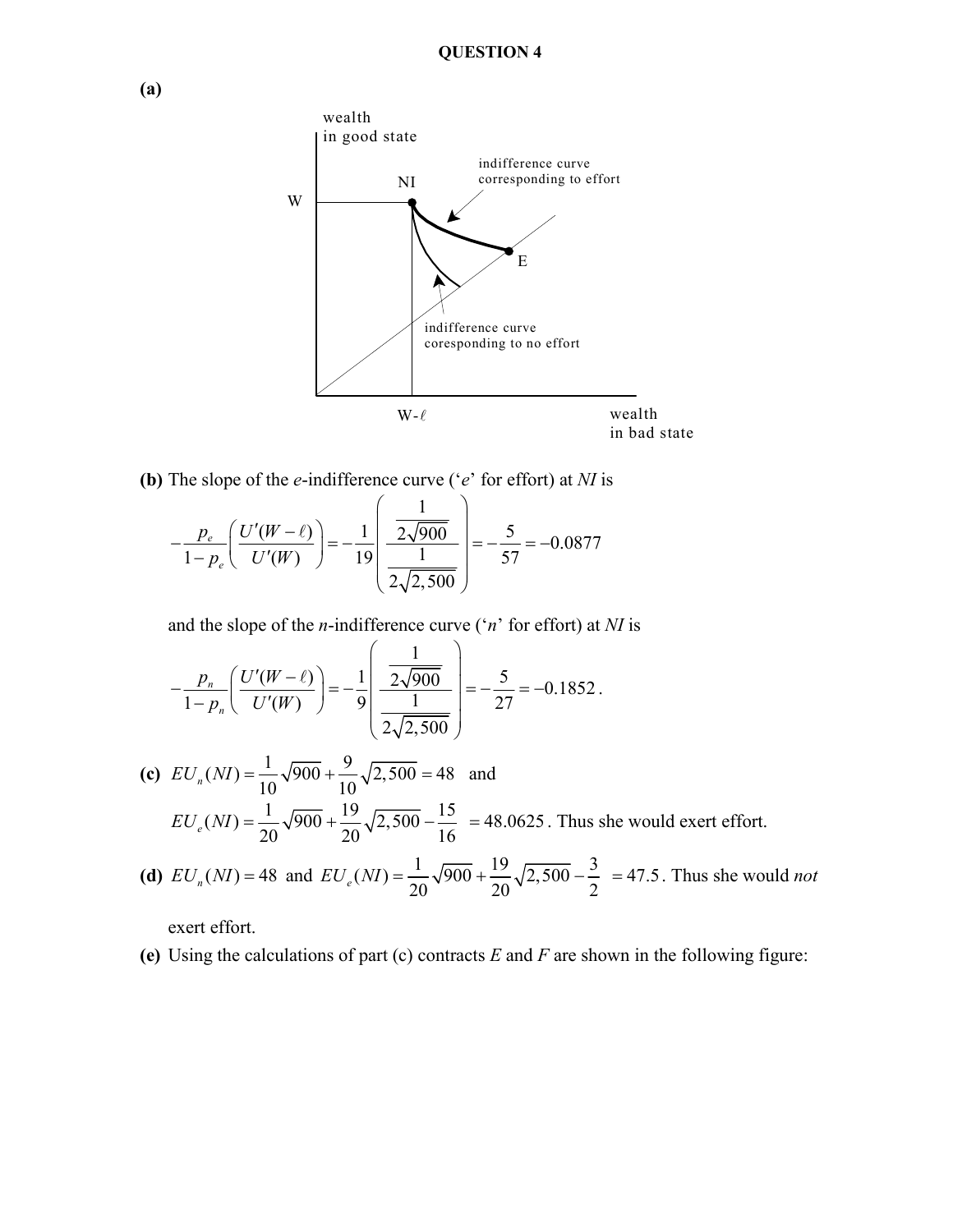**QUESTION 4**

**(a)**

**(b)** The slope of the *e*-indifference curve ('*e*' for effort) at *NI* is

$$-\frac{p_e}{1-p_e}\left(\frac{U'(W-\ell)}{U'(W)}\right) = -\frac{1}{19}\left(\frac{\frac{1}{2\sqrt{900}}}{\frac{1}{2\sqrt{2,500}}}\right) = -\frac{5}{57} = -0.0877$$

and the slope of the *n*-indifference curve ('*n*' for effort) at *NI* is

$$-\frac{p_n}{1-p_n}\left(\frac{U'(W-\ell)}{U'(W)}\right) = -\frac{1}{9}\left(\frac{\frac{1}{2\sqrt{900}}}{\frac{1}{2\sqrt{2,500}}}\right) = -\frac{5}{27} = -0.1852\,.$$

**(c)** $EU_n(NI) = \frac{1}{10}\sqrt{900} + \frac{9}{10}\sqrt{2,500} = 48$ and

$EU_e(NI) = \frac{1}{20}\sqrt{900} + \frac{19}{20}\sqrt{2,500} - \frac{15}{16} = 48.0625$. Thus she would exert effort.

**(d)** $EU_n(NI) = 48$ and $EU_e(NI) = \frac{1}{20}\sqrt{900} + \frac{19}{20}\sqrt{2,500} - \frac{3}{2} = 47.5$. Thus she would *not* exert effort.

**(e)** Using the calculations of part (c) contracts *E* and *F* are shown in the following figure: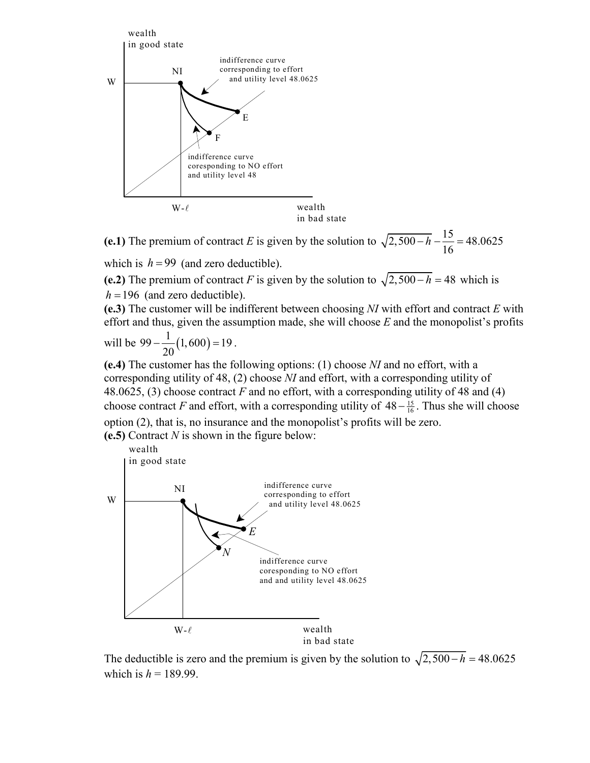**(e.1)** The premium of contract *E* is given by the solution to $\sqrt{2{,}500-h}-\frac{15}{16}=48.0625$ which is $h=99$ (and zero deductible).

**(e.2)** The premium of contract *F* is given by the solution to $\sqrt{2{,}500-h}=48$ which is $h=196$ (and zero deductible).

**(e.3)** The customer will be indifferent between choosing *NI* with effort and contract *E* with effort and thus, given the assumption made, she will choose *E* and the monopolist's profits will be $99-\frac{1}{20}(1{,}600)=19$.

**(e.4)** The customer has the following options: (1) choose *NI* and no effort, with a corresponding utility of 48, (2) choose *NI* and effort, with a corresponding utility of 48.0625, (3) choose contract *F* and no effort, with a corresponding utility of 48 and (4) choose contract *F* and effort, with a corresponding utility of $48-\frac{15}{16}$. Thus she will choose option (2), that is, no insurance and the monopolist's profits will be zero.

**(e.5)** Contract *N* is shown in the figure below:

The deductible is zero and the premium is given by the solution to $\sqrt{2{,}500-h}=48.0625$ which is *h* = 189.99.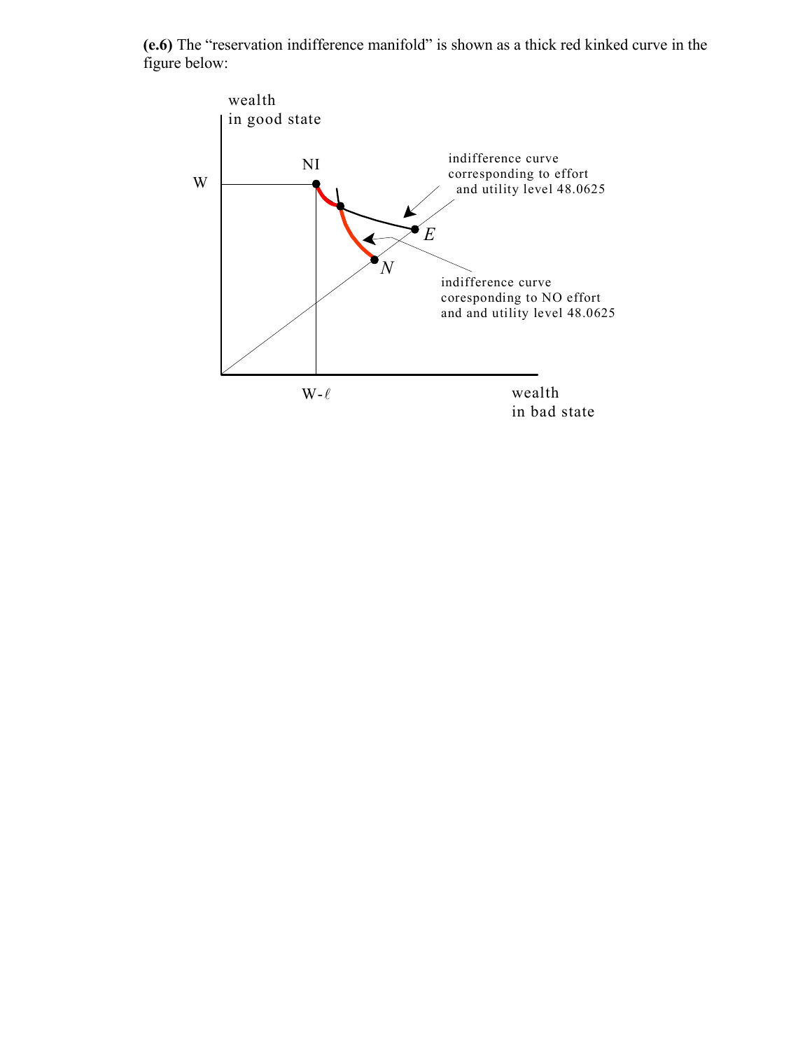**(e.6)** The "reservation indifference manifold" is shown as a thick red kinked curve in the figure below:

wealth
in good state

W

NI

indifference curve
corresponding to effort
and utility level 48.0625

E

N

indifference curve
coresponding to NO effort
and and utility level 48.0625

W-$\ell$

wealth
in bad state